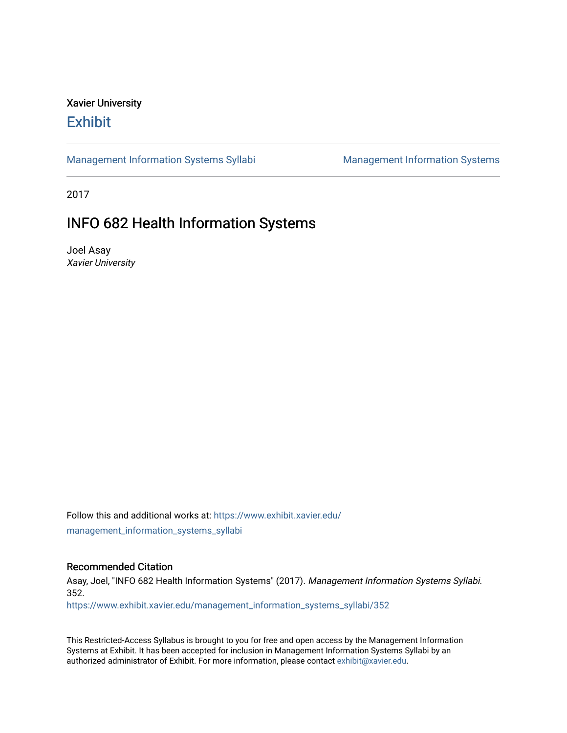Xavier University

# Exhibit

Management Information Systems Syllabi | Management Information Systems

2017

## INFO 682 Health Information Systems

Joel Asay

*Xavier University*

Follow this and additional works at: https://www.exhibit.xavier.edu/management_information_systems_syllabi

### Recommended Citation

Asay, Joel, "INFO 682 Health Information Systems" (2017). *Management Information Systems Syllabi.* 352.

https://www.exhibit.xavier.edu/management_information_systems_syllabi/352

This Restricted-Access Syllabus is brought to you for free and open access by the Management Information Systems at Exhibit. It has been accepted for inclusion in Management Information Systems Syllabi by an authorized administrator of Exhibit. For more information, please contact exhibit@xavier.edu.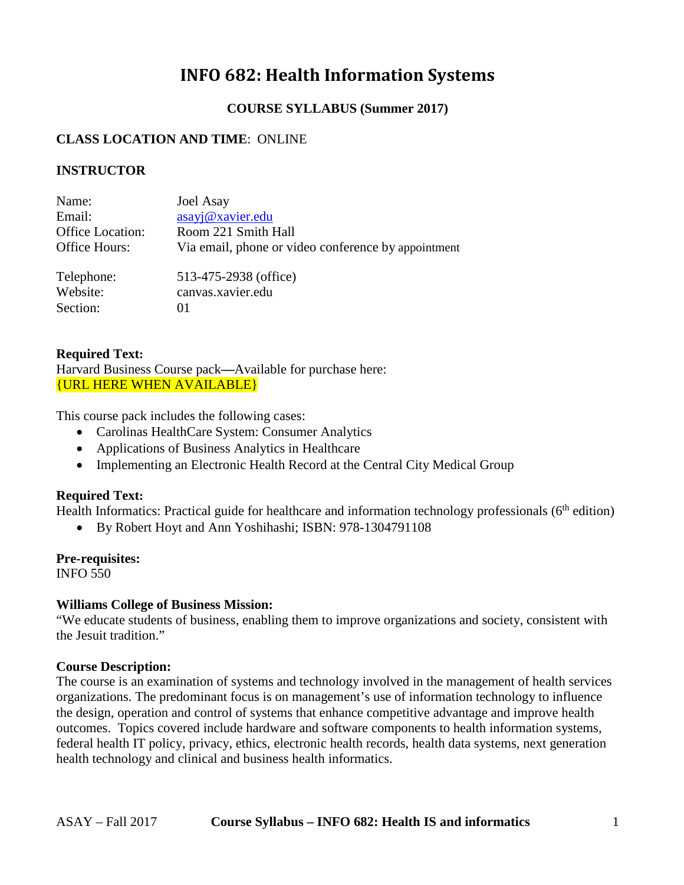# INFO 682: Health Information Systems

**COURSE SYLLABUS (Summer 2017)**

**CLASS LOCATION AND TIME**: ONLINE

**INSTRUCTOR**

| | |
|---|---|
| Name: | Joel Asay |
| Email: | asayj@xavier.edu |
| Office Location: | Room 221 Smith Hall |
| Office Hours: | Via email, phone or video conference by appointment |
| Telephone: | 513-475-2938 (office) |
| Website: | canvas.xavier.edu |
| Section: | 01 |

**Required Text:**
Harvard Business Course pack—Available for purchase here:
{URL HERE WHEN AVAILABLE}

This course pack includes the following cases:

- Carolinas HealthCare System: Consumer Analytics
- Applications of Business Analytics in Healthcare
- Implementing an Electronic Health Record at the Central City Medical Group

**Required Text:**
Health Informatics: Practical guide for healthcare and information technology professionals (6th edition)

- By Robert Hoyt and Ann Yoshihashi; ISBN: 978-1304791108

**Pre-requisites:**
INFO 550

**Williams College of Business Mission:**
"We educate students of business, enabling them to improve organizations and society, consistent with the Jesuit tradition."

**Course Description:**
The course is an examination of systems and technology involved in the management of health services organizations. The predominant focus is on management's use of information technology to influence the design, operation and control of systems that enhance competitive advantage and improve health outcomes. Topics covered include hardware and software components to health information systems, federal health IT policy, privacy, ethics, electronic health records, health data systems, next generation health technology and clinical and business health informatics.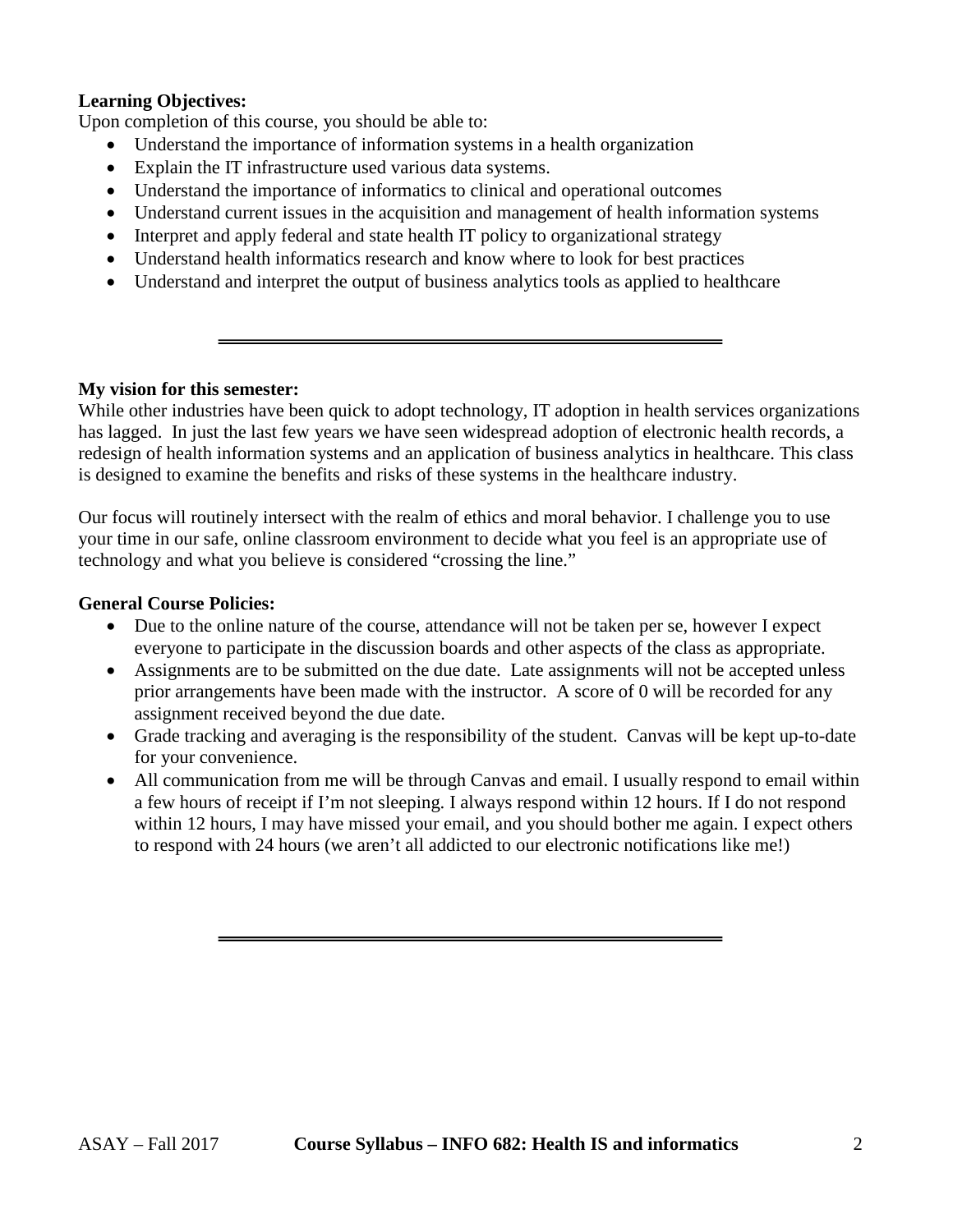**Learning Objectives:**

Upon completion of this course, you should be able to:

- Understand the importance of information systems in a health organization
- Explain the IT infrastructure used various data systems.
- Understand the importance of informatics to clinical and operational outcomes
- Understand current issues in the acquisition and management of health information systems
- Interpret and apply federal and state health IT policy to organizational strategy
- Understand health informatics research and know where to look for best practices
- Understand and interpret the output of business analytics tools as applied to healthcare

---

**My vision for this semester:**

While other industries have been quick to adopt technology, IT adoption in health services organizations has lagged. In just the last few years we have seen widespread adoption of electronic health records, a redesign of health information systems and an application of business analytics in healthcare. This class is designed to examine the benefits and risks of these systems in the healthcare industry.

Our focus will routinely intersect with the realm of ethics and moral behavior. I challenge you to use your time in our safe, online classroom environment to decide what you feel is an appropriate use of technology and what you believe is considered "crossing the line."

**General Course Policies:**

- Due to the online nature of the course, attendance will not be taken per se, however I expect everyone to participate in the discussion boards and other aspects of the class as appropriate.
- Assignments are to be submitted on the due date. Late assignments will not be accepted unless prior arrangements have been made with the instructor. A score of 0 will be recorded for any assignment received beyond the due date.
- Grade tracking and averaging is the responsibility of the student. Canvas will be kept up-to-date for your convenience.
- All communication from me will be through Canvas and email. I usually respond to email within a few hours of receipt if I'm not sleeping. I always respond within 12 hours. If I do not respond within 12 hours, I may have missed your email, and you should bother me again. I expect others to respond with 24 hours (we aren't all addicted to our electronic notifications like me!)

---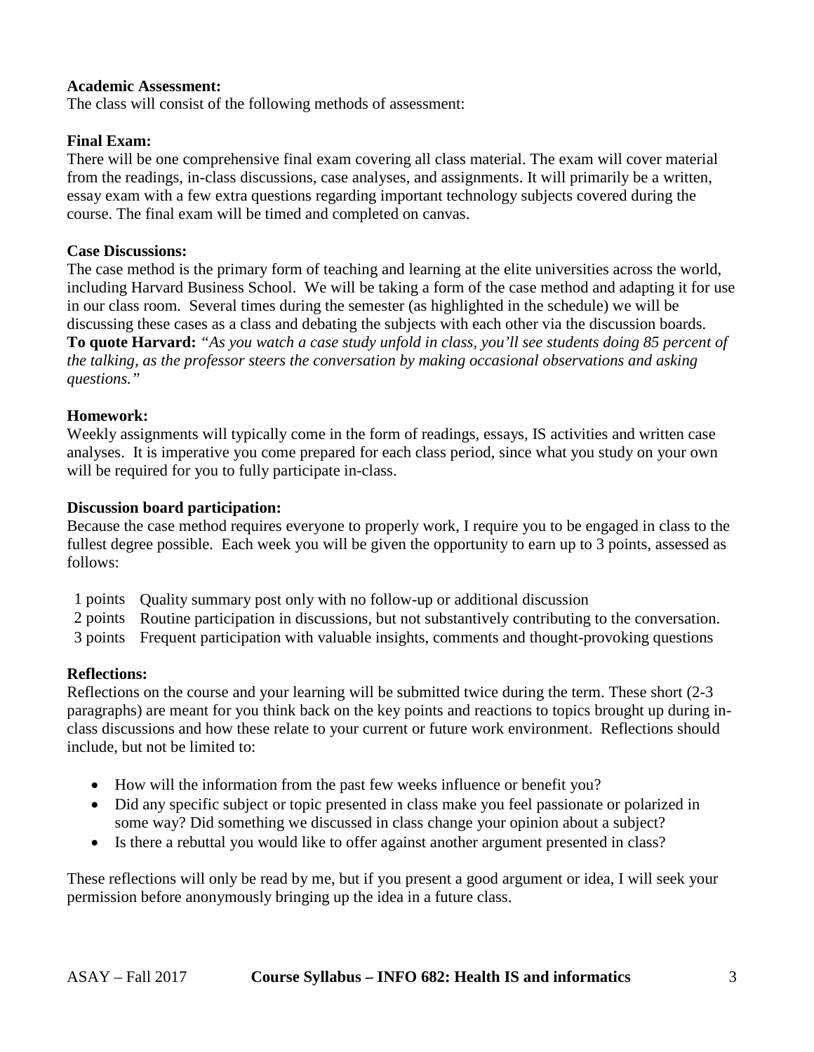**Academic Assessment:**
The class will consist of the following methods of assessment:

**Final Exam:**
There will be one comprehensive final exam covering all class material. The exam will cover material from the readings, in-class discussions, case analyses, and assignments. It will primarily be a written, essay exam with a few extra questions regarding important technology subjects covered during the course. The final exam will be timed and completed on canvas.

**Case Discussions:**
The case method is the primary form of teaching and learning at the elite universities across the world, including Harvard Business School. We will be taking a form of the case method and adapting it for use in our class room. Several times during the semester (as highlighted in the schedule) we will be discussing these cases as a class and debating the subjects with each other via the discussion boards. **To quote Harvard:** *"As you watch a case study unfold in class, you'll see students doing 85 percent of the talking, as the professor steers the conversation by making occasional observations and asking questions."*

**Homework:**
Weekly assignments will typically come in the form of readings, essays, IS activities and written case analyses. It is imperative you come prepared for each class period, since what you study on your own will be required for you to fully participate in-class.

**Discussion board participation:**
Because the case method requires everyone to properly work, I require you to be engaged in class to the fullest degree possible. Each week you will be given the opportunity to earn up to 3 points, assessed as follows:

| | |
|---|---|
| 1 points | Quality summary post only with no follow-up or additional discussion |
| 2 points | Routine participation in discussions, but not substantively contributing to the conversation. |
| 3 points | Frequent participation with valuable insights, comments and thought-provoking questions |

**Reflections:**
Reflections on the course and your learning will be submitted twice during the term. These short (2-3 paragraphs) are meant for you think back on the key points and reactions to topics brought up during in-class discussions and how these relate to your current or future work environment. Reflections should include, but not be limited to:

- How will the information from the past few weeks influence or benefit you?
- Did any specific subject or topic presented in class make you feel passionate or polarized in some way? Did something we discussed in class change your opinion about a subject?
- Is there a rebuttal you would like to offer against another argument presented in class?

These reflections will only be read by me, but if you present a good argument or idea, I will seek your permission before anonymously bringing up the idea in a future class.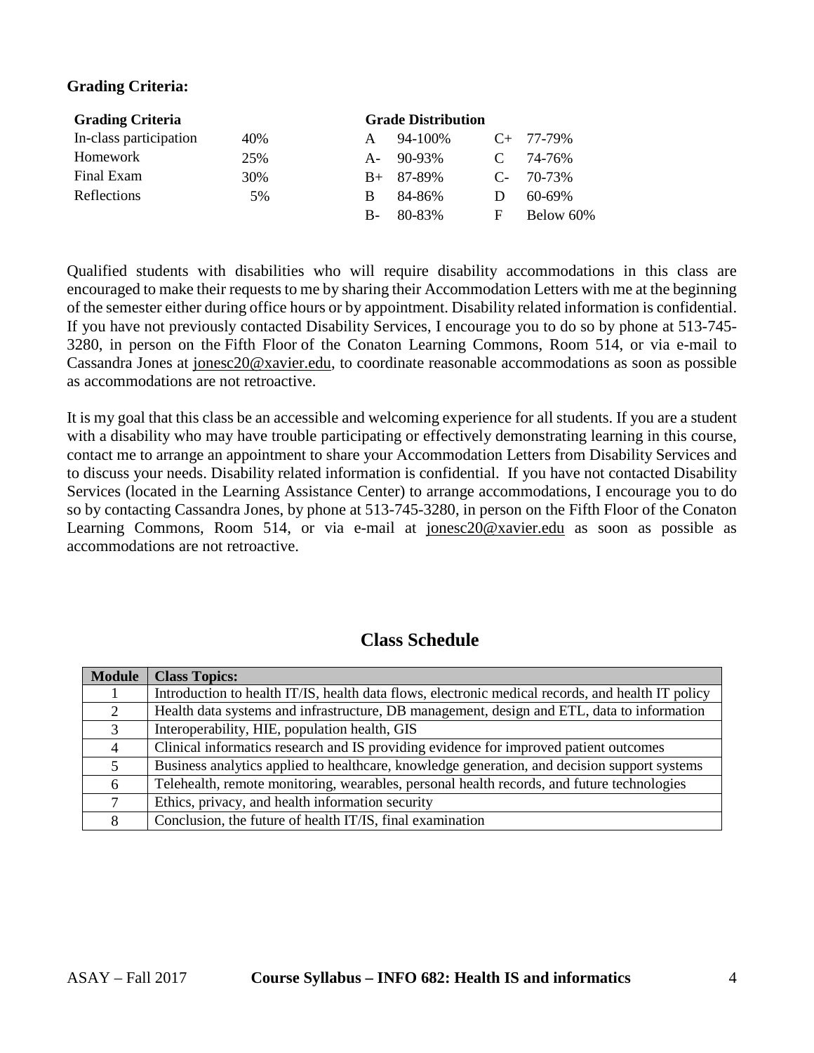**Grading Criteria:**

| Grading Criteria | | Grade Distribution | | | |
|---|---|---|---|---|---|
| In-class participation | 40% | A | 94-100% | C+ | 77-79% |
| Homework | 25% | A- | 90-93% | C | 74-76% |
| Final Exam | 30% | B+ | 87-89% | C- | 70-73% |
| Reflections | 5% | B | 84-86% | D | 60-69% |
| | | B- | 80-83% | F | Below 60% |

Qualified students with disabilities who will require disability accommodations in this class are encouraged to make their requests to me by sharing their Accommodation Letters with me at the beginning of the semester either during office hours or by appointment. Disability related information is confidential. If you have not previously contacted Disability Services, I encourage you to do so by phone at 513-745-3280, in person on the Fifth Floor of the Conaton Learning Commons, Room 514, or via e-mail to Cassandra Jones at jonesc20@xavier.edu, to coordinate reasonable accommodations as soon as possible as accommodations are not retroactive.

It is my goal that this class be an accessible and welcoming experience for all students. If you are a student with a disability who may have trouble participating or effectively demonstrating learning in this course, contact me to arrange an appointment to share your Accommodation Letters from Disability Services and to discuss your needs. Disability related information is confidential. If you have not contacted Disability Services (located in the Learning Assistance Center) to arrange accommodations, I encourage you to do so by contacting Cassandra Jones, by phone at 513-745-3280, in person on the Fifth Floor of the Conaton Learning Commons, Room 514, or via e-mail at jonesc20@xavier.edu as soon as possible as accommodations are not retroactive.

## Class Schedule

| Module | Class Topics: |
|---|---|
| 1 | Introduction to health IT/IS, health data flows, electronic medical records, and health IT policy |
| 2 | Health data systems and infrastructure, DB management, design and ETL, data to information |
| 3 | Interoperability, HIE, population health, GIS |
| 4 | Clinical informatics research and IS providing evidence for improved patient outcomes |
| 5 | Business analytics applied to healthcare, knowledge generation, and decision support systems |
| 6 | Telehealth, remote monitoring, wearables, personal health records, and future technologies |
| 7 | Ethics, privacy, and health information security |
| 8 | Conclusion, the future of health IT/IS, final examination |